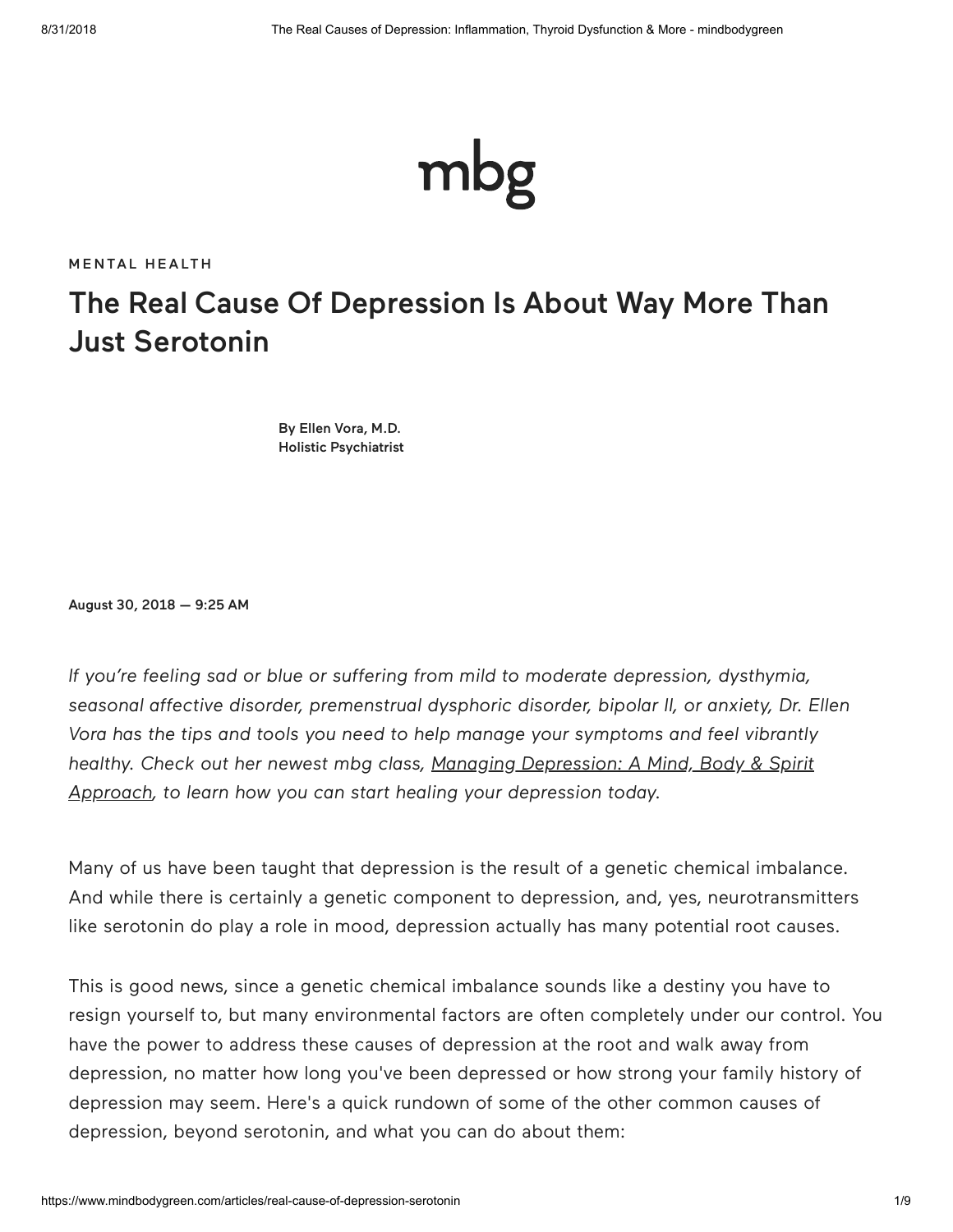mbg

MENTAL HEALTH

# The Real Cause Of Depression Is About Way More Than Just Serotonin

By Ellen Vora, M.D.
Holistic Psychiatrist

August 30, 2018 — 9:25 AM

*If you're feeling sad or blue or suffering from mild to moderate depression, dysthymia, seasonal affective disorder, premenstrual dysphoric disorder, bipolar II, or anxiety, Dr. Ellen Vora has the tips and tools you need to help manage your symptoms and feel vibrantly healthy. Check out her newest mbg class, Managing Depression: A Mind, Body & Spirit Approach, to learn how you can start healing your depression today.*

Many of us have been taught that depression is the result of a genetic chemical imbalance. And while there is certainly a genetic component to depression, and, yes, neurotransmitters like serotonin do play a role in mood, depression actually has many potential root causes.

This is good news, since a genetic chemical imbalance sounds like a destiny you have to resign yourself to, but many environmental factors are often completely under our control. You have the power to address these causes of depression at the root and walk away from depression, no matter how long you've been depressed or how strong your family history of depression may seem. Here's a quick rundown of some of the other common causes of depression, beyond serotonin, and what you can do about them: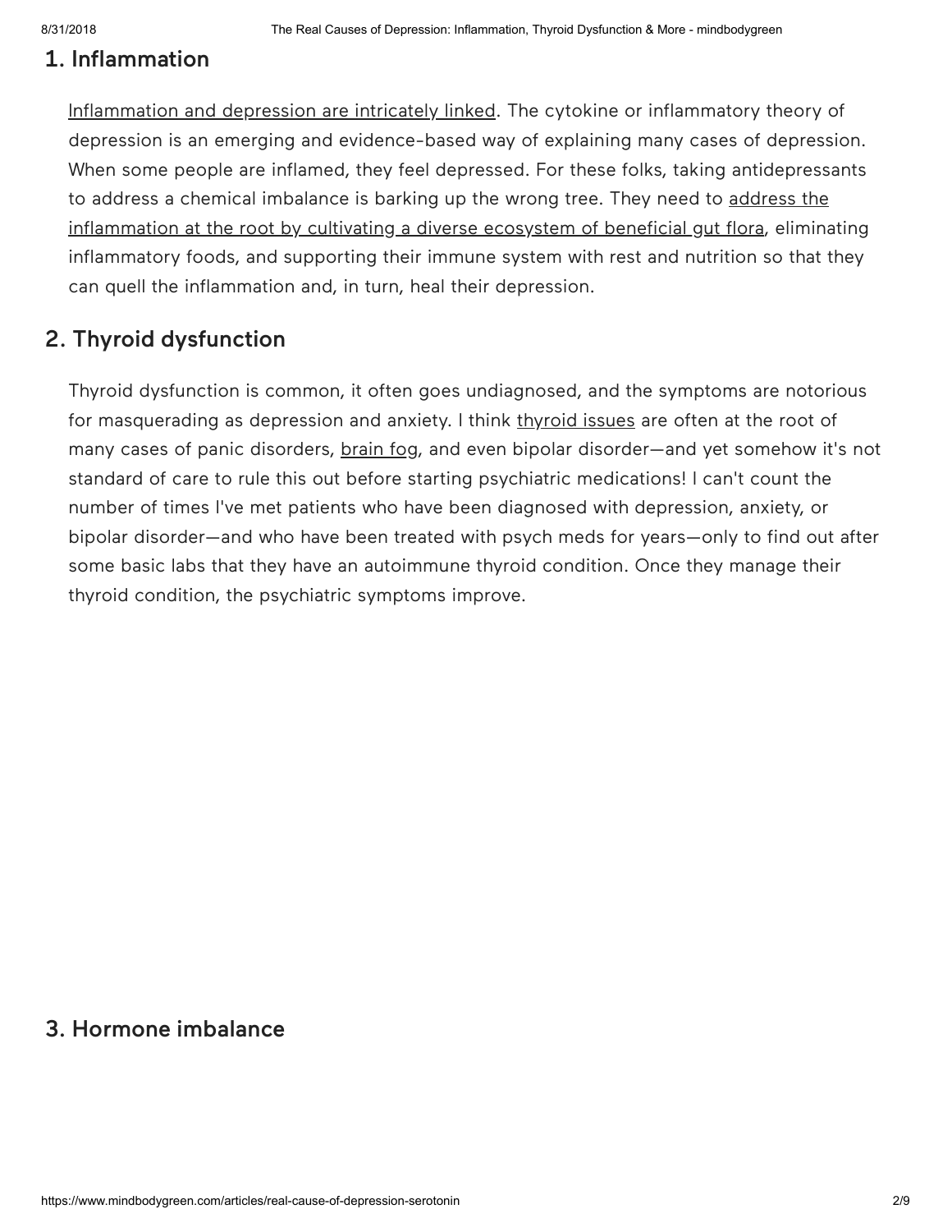## 1. Inflammation

Inflammation and depression are intricately linked. The cytokine or inflammatory theory of depression is an emerging and evidence-based way of explaining many cases of depression. When some people are inflamed, they feel depressed. For these folks, taking antidepressants to address a chemical imbalance is barking up the wrong tree. They need to address the inflammation at the root by cultivating a diverse ecosystem of beneficial gut flora, eliminating inflammatory foods, and supporting their immune system with rest and nutrition so that they can quell the inflammation and, in turn, heal their depression.

## 2. Thyroid dysfunction

Thyroid dysfunction is common, it often goes undiagnosed, and the symptoms are notorious for masquerading as depression and anxiety. I think thyroid issues are often at the root of many cases of panic disorders, brain fog, and even bipolar disorder—and yet somehow it's not standard of care to rule this out before starting psychiatric medications! I can't count the number of times I've met patients who have been diagnosed with depression, anxiety, or bipolar disorder—and who have been treated with psych meds for years—only to find out after some basic labs that they have an autoimmune thyroid condition. Once they manage their thyroid condition, the psychiatric symptoms improve.

## 3. Hormone imbalance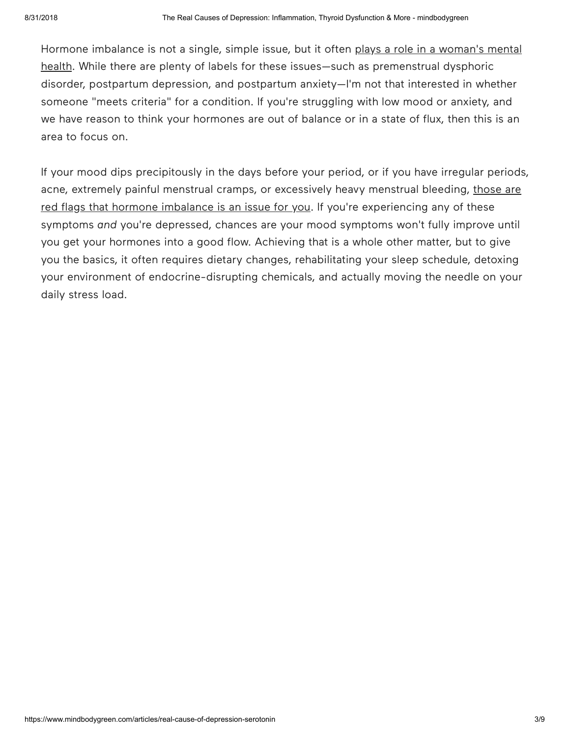Hormone imbalance is not a single, simple issue, but it often plays a role in a woman's mental health. While there are plenty of labels for these issues—such as premenstrual dysphoric disorder, postpartum depression, and postpartum anxiety—I'm not that interested in whether someone "meets criteria" for a condition. If you're struggling with low mood or anxiety, and we have reason to think your hormones are out of balance or in a state of flux, then this is an area to focus on.

If your mood dips precipitously in the days before your period, or if you have irregular periods, acne, extremely painful menstrual cramps, or excessively heavy menstrual bleeding, those are red flags that hormone imbalance is an issue for you. If you're experiencing any of these symptoms *and* you're depressed, chances are your mood symptoms won't fully improve until you get your hormones into a good flow. Achieving that is a whole other matter, but to give you the basics, it often requires dietary changes, rehabilitating your sleep schedule, detoxing your environment of endocrine-disrupting chemicals, and actually moving the needle on your daily stress load.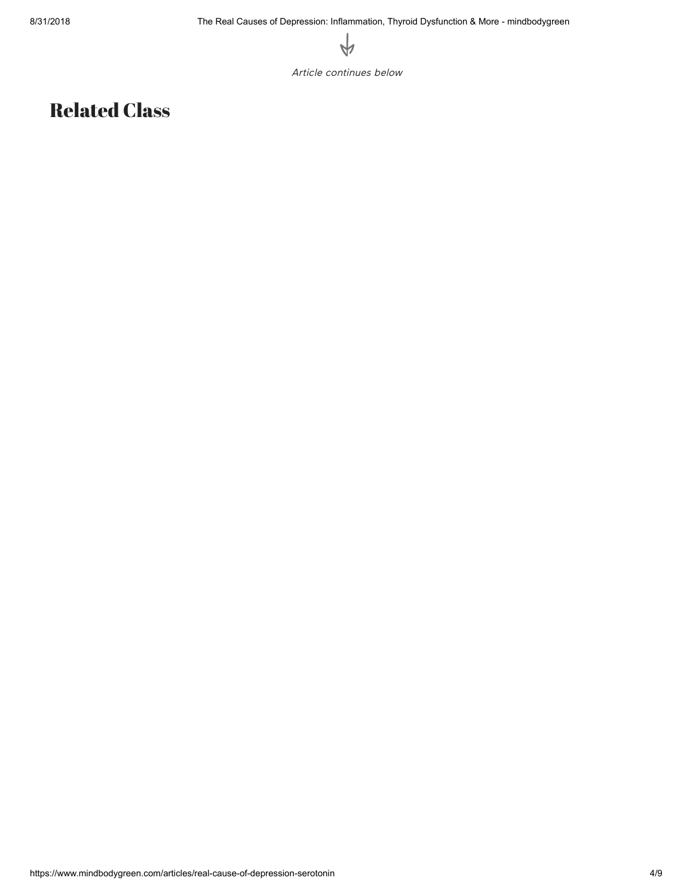*Article continues below*

## Related Class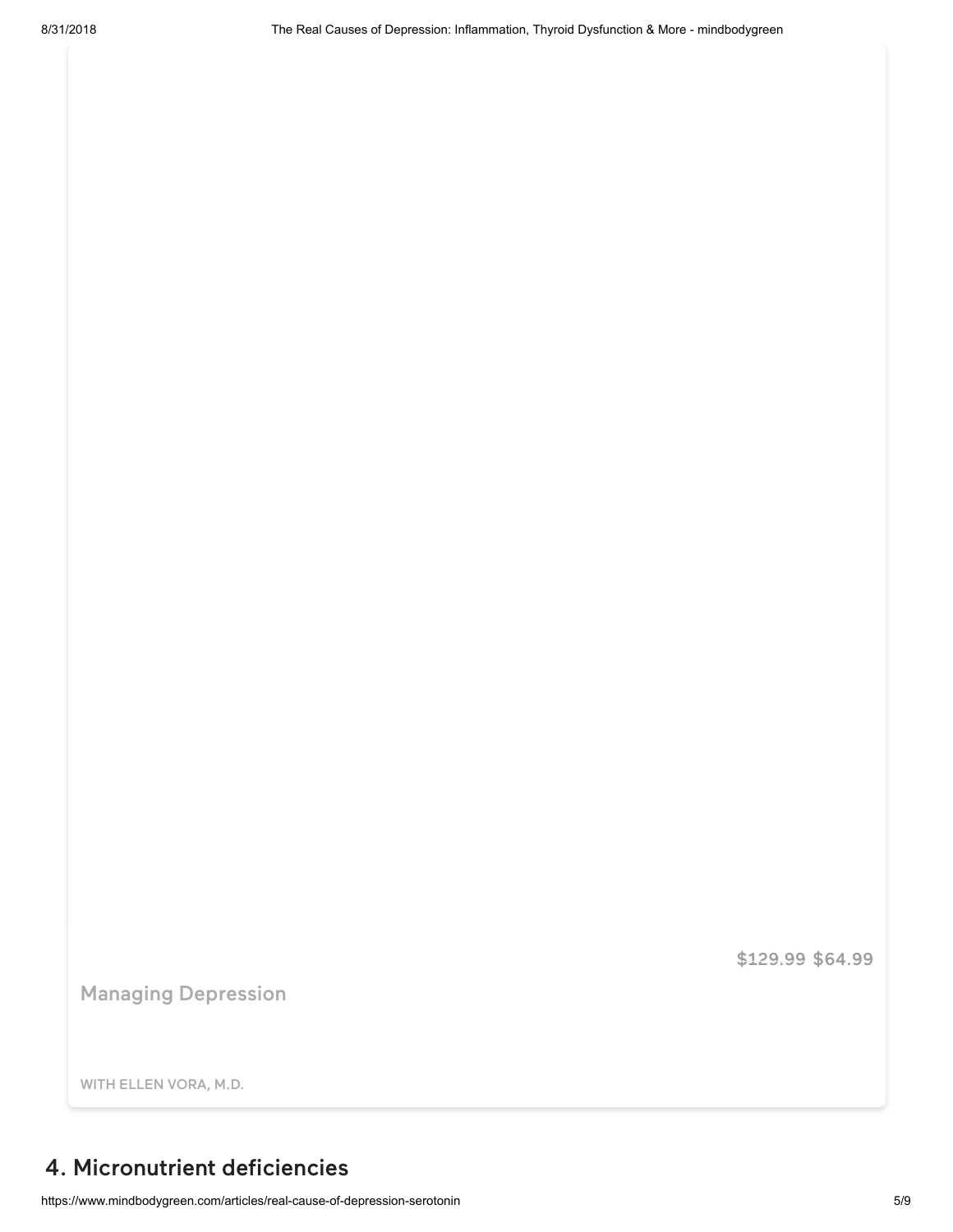$129.99 $64.99

Managing Depression

WITH ELLEN VORA, M.D.

## 4. Micronutrient deficiencies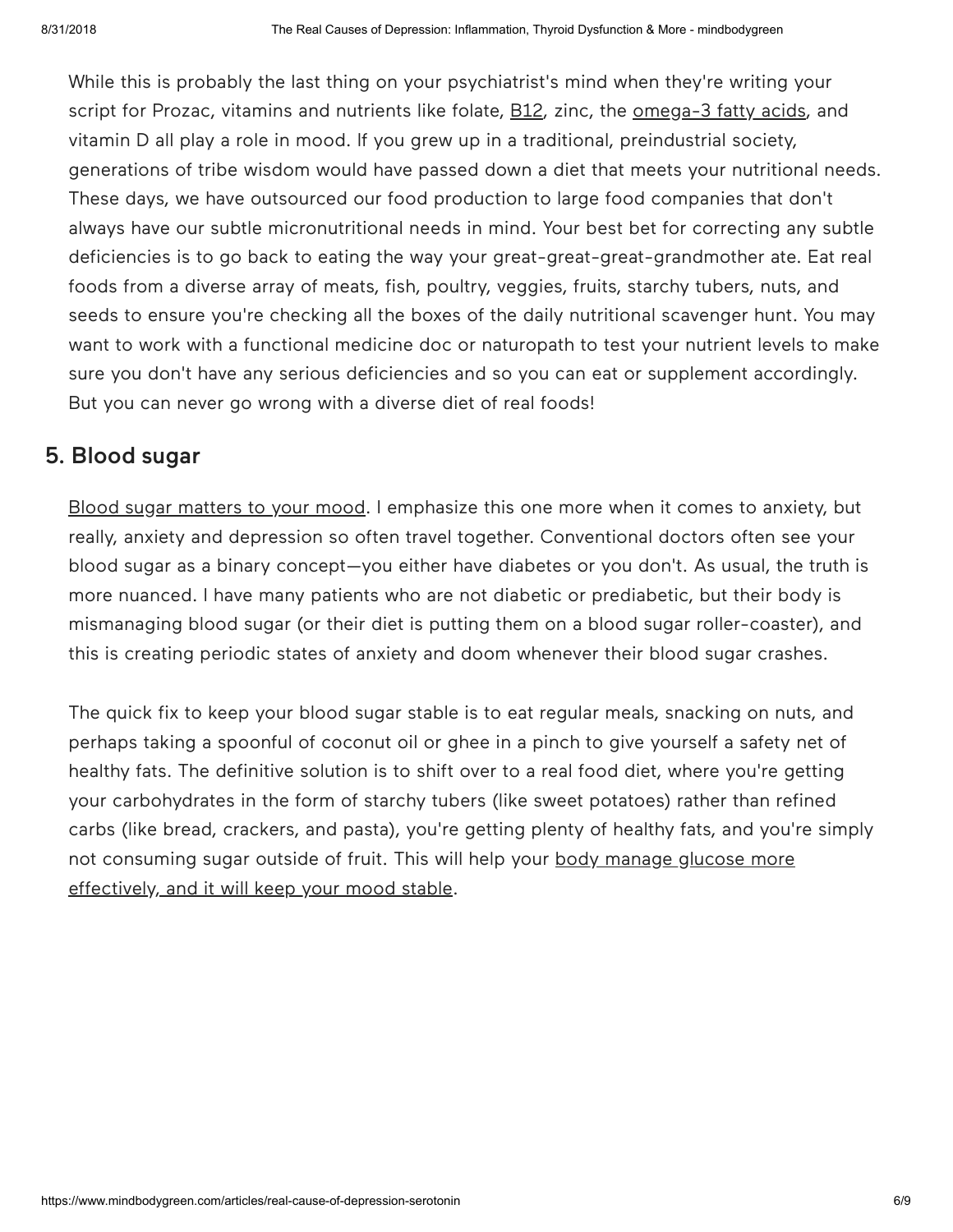While this is probably the last thing on your psychiatrist's mind when they're writing your script for Prozac, vitamins and nutrients like folate, B12, zinc, the omega-3 fatty acids, and vitamin D all play a role in mood. If you grew up in a traditional, preindustrial society, generations of tribe wisdom would have passed down a diet that meets your nutritional needs. These days, we have outsourced our food production to large food companies that don't always have our subtle micronutritional needs in mind. Your best bet for correcting any subtle deficiencies is to go back to eating the way your great-great-great-grandmother ate. Eat real foods from a diverse array of meats, fish, poultry, veggies, fruits, starchy tubers, nuts, and seeds to ensure you're checking all the boxes of the daily nutritional scavenger hunt. You may want to work with a functional medicine doc or naturopath to test your nutrient levels to make sure you don't have any serious deficiencies and so you can eat or supplement accordingly. But you can never go wrong with a diverse diet of real foods!

## 5. Blood sugar

Blood sugar matters to your mood. I emphasize this one more when it comes to anxiety, but really, anxiety and depression so often travel together. Conventional doctors often see your blood sugar as a binary concept—you either have diabetes or you don't. As usual, the truth is more nuanced. I have many patients who are not diabetic or prediabetic, but their body is mismanaging blood sugar (or their diet is putting them on a blood sugar roller-coaster), and this is creating periodic states of anxiety and doom whenever their blood sugar crashes.

The quick fix to keep your blood sugar stable is to eat regular meals, snacking on nuts, and perhaps taking a spoonful of coconut oil or ghee in a pinch to give yourself a safety net of healthy fats. The definitive solution is to shift over to a real food diet, where you're getting your carbohydrates in the form of starchy tubers (like sweet potatoes) rather than refined carbs (like bread, crackers, and pasta), you're getting plenty of healthy fats, and you're simply not consuming sugar outside of fruit. This will help your body manage glucose more effectively, and it will keep your mood stable.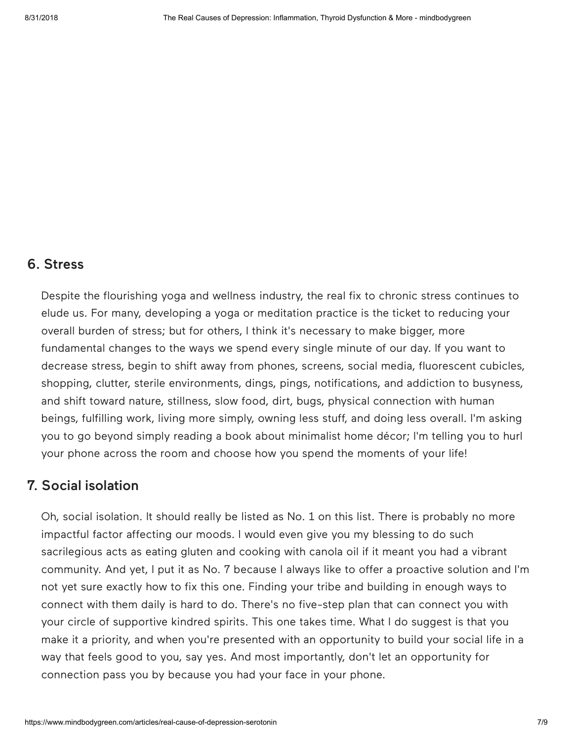## 6. Stress

Despite the flourishing yoga and wellness industry, the real fix to chronic stress continues to elude us. For many, developing a yoga or meditation practice is the ticket to reducing your overall burden of stress; but for others, I think it's necessary to make bigger, more fundamental changes to the ways we spend every single minute of our day. If you want to decrease stress, begin to shift away from phones, screens, social media, fluorescent cubicles, shopping, clutter, sterile environments, dings, pings, notifications, and addiction to busyness, and shift toward nature, stillness, slow food, dirt, bugs, physical connection with human beings, fulfilling work, living more simply, owning less stuff, and doing less overall. I'm asking you to go beyond simply reading a book about minimalist home décor; I'm telling you to hurl your phone across the room and choose how you spend the moments of your life!

## 7. Social isolation

Oh, social isolation. It should really be listed as No. 1 on this list. There is probably no more impactful factor affecting our moods. I would even give you my blessing to do such sacrilegious acts as eating gluten and cooking with canola oil if it meant you had a vibrant community. And yet, I put it as No. 7 because I always like to offer a proactive solution and I'm not yet sure exactly how to fix this one. Finding your tribe and building in enough ways to connect with them daily is hard to do. There's no five-step plan that can connect you with your circle of supportive kindred spirits. This one takes time. What I do suggest is that you make it a priority, and when you're presented with an opportunity to build your social life in a way that feels good to you, say yes. And most importantly, don't let an opportunity for connection pass you by because you had your face in your phone.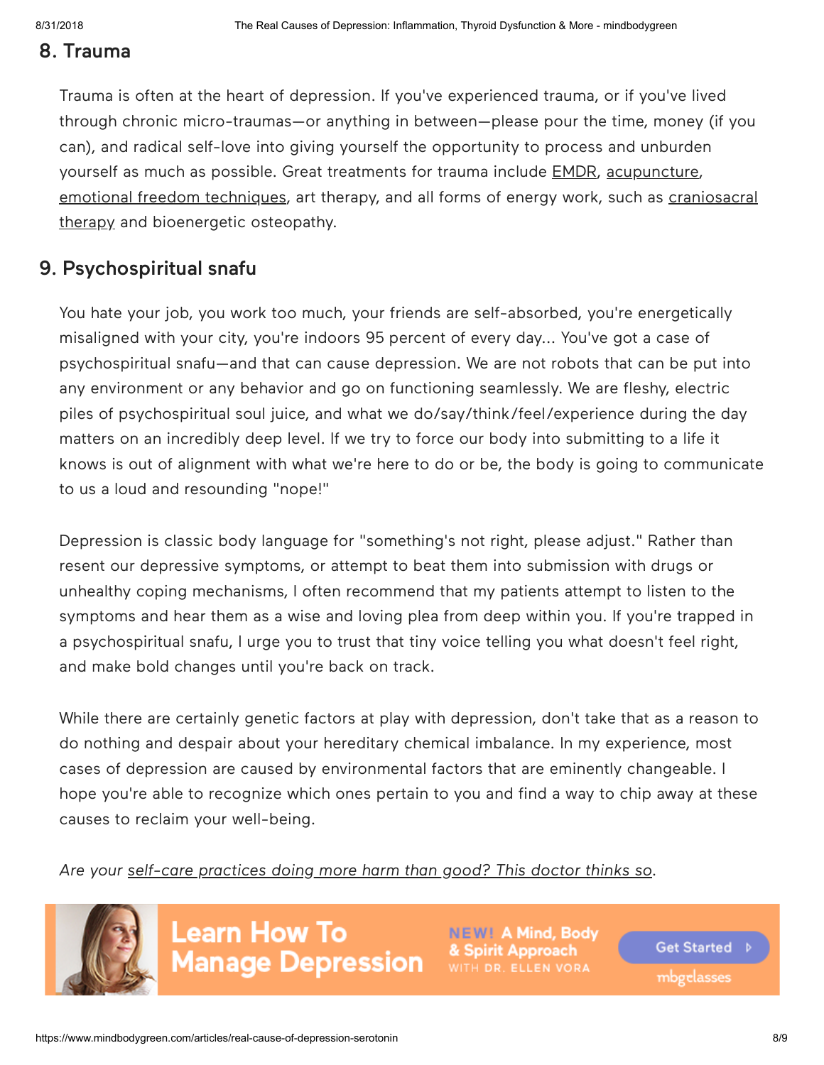## 8. Trauma

Trauma is often at the heart of depression. If you've experienced trauma, or if you've lived through chronic micro-traumas—or anything in between—please pour the time, money (if you can), and radical self-love into giving yourself the opportunity to process and unburden yourself as much as possible. Great treatments for trauma include EMDR, acupuncture, emotional freedom techniques, art therapy, and all forms of energy work, such as craniosacral therapy and bioenergetic osteopathy.

## 9. Psychospiritual snafu

You hate your job, you work too much, your friends are self-absorbed, you're energetically misaligned with your city, you're indoors 95 percent of every day... You've got a case of psychospiritual snafu—and that can cause depression. We are not robots that can be put into any environment or any behavior and go on functioning seamlessly. We are fleshy, electric piles of psychospiritual soul juice, and what we do/say/think/feel/experience during the day matters on an incredibly deep level. If we try to force our body into submitting to a life it knows is out of alignment with what we're here to do or be, the body is going to communicate to us a loud and resounding "nope!"

Depression is classic body language for "something's not right, please adjust." Rather than resent our depressive symptoms, or attempt to beat them into submission with drugs or unhealthy coping mechanisms, I often recommend that my patients attempt to listen to the symptoms and hear them as a wise and loving plea from deep within you. If you're trapped in a psychospiritual snafu, I urge you to trust that tiny voice telling you what doesn't feel right, and make bold changes until you're back on track.

While there are certainly genetic factors at play with depression, don't take that as a reason to do nothing and despair about your hereditary chemical imbalance. In my experience, most cases of depression are caused by environmental factors that are eminently changeable. I hope you're able to recognize which ones pertain to you and find a way to chip away at these causes to reclaim your well-being.

*Are your self-care practices doing more harm than good? This doctor thinks so.*

Learn How To Manage Depression

NEW! A Mind, Body & Spirit Approach WITH DR. ELLEN VORA

Get Started

mbgclasses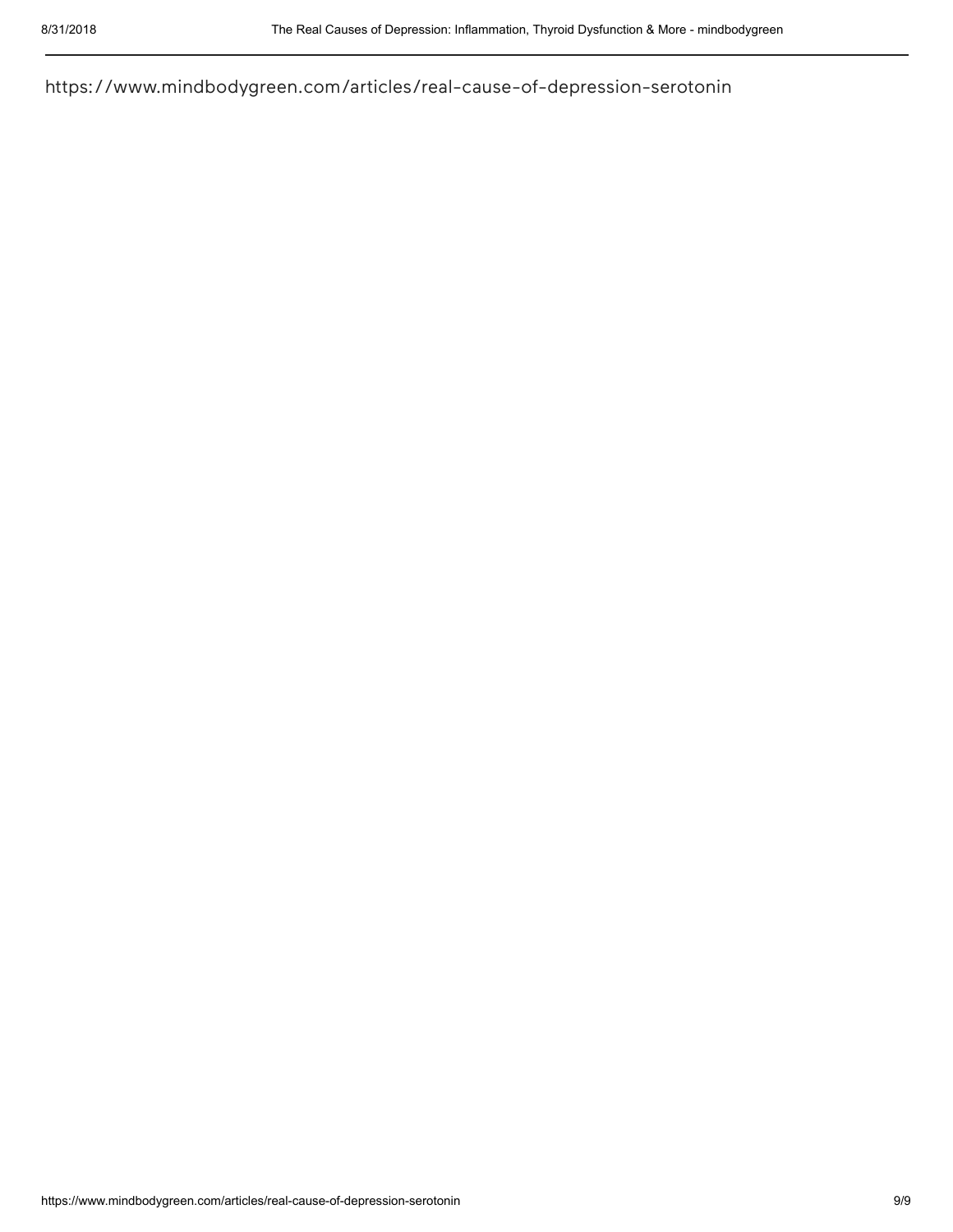https://www.mindbodygreen.com/articles/real-cause-of-depression-serotonin